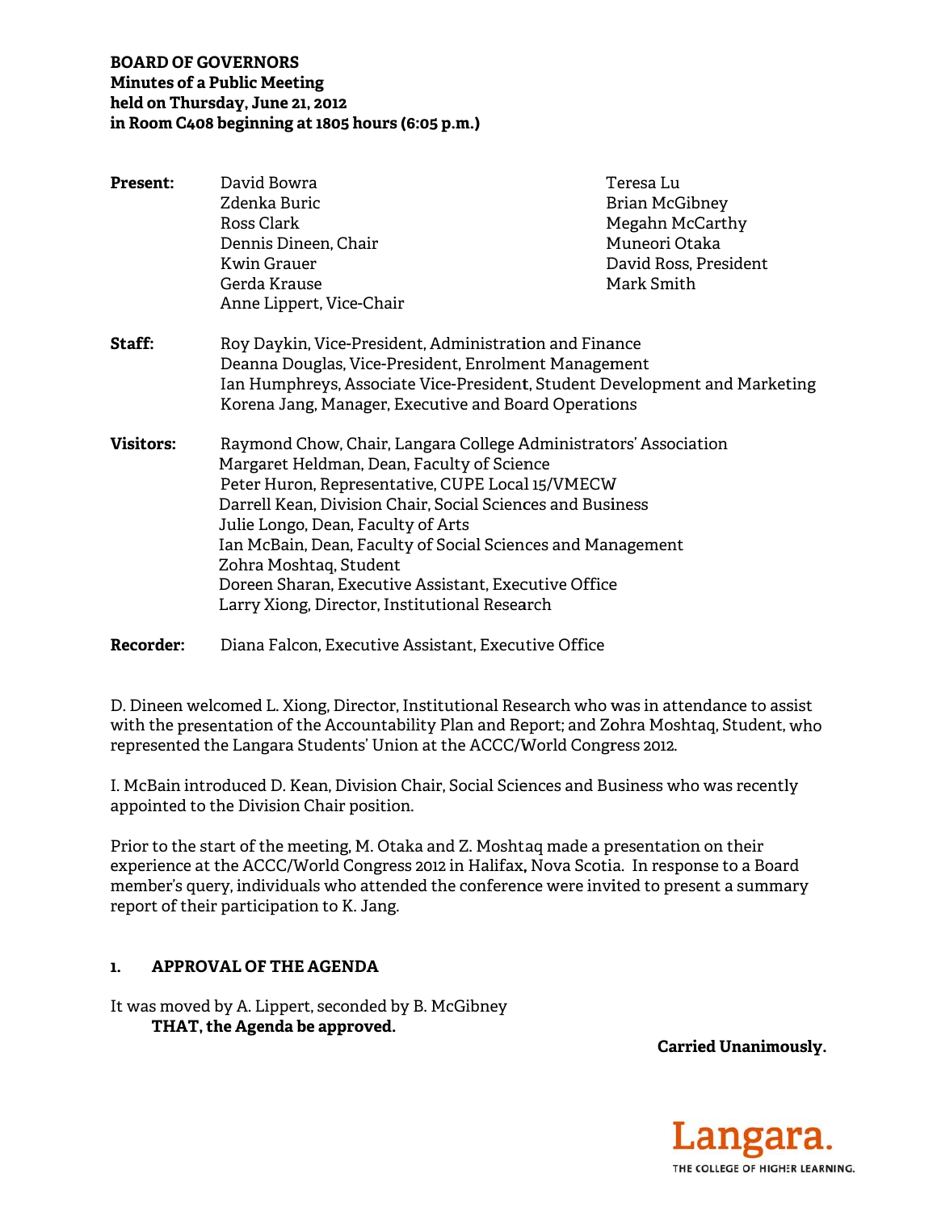**BOARD OF GOVERNORS**
**Minutes of a Public Meeting**
**held on Thursday, June 21, 2012**
**in Room C408 beginning at 1805 hours (6:05 p.m.)**

| | | |
|---|---|---|
| **Present:** | David Bowra | Teresa Lu |
| | Zdenka Buric | Brian McGibney |
| | Ross Clark | Megahn McCarthy |
| | Dennis Dineen, Chair | Muneori Otaka |
| | Kwin Grauer | David Ross, President |
| | Gerda Krause | Mark Smith |
| | Anne Lippert, Vice-Chair | |

**Staff:**
Roy Daykin, Vice-President, Administration and Finance
Deanna Douglas, Vice-President, Enrolment Management
Ian Humphreys, Associate Vice-President, Student Development and Marketing
Korena Jang, Manager, Executive and Board Operations

**Visitors:**
Raymond Chow, Chair, Langara College Administrators' Association
Margaret Heldman, Dean, Faculty of Science
Peter Huron, Representative, CUPE Local 15/VMECW
Darrell Kean, Division Chair, Social Sciences and Business
Julie Longo, Dean, Faculty of Arts
Ian McBain, Dean, Faculty of Social Sciences and Management
Zohra Moshtaq, Student
Doreen Sharan, Executive Assistant, Executive Office
Larry Xiong, Director, Institutional Research

**Recorder:** Diana Falcon, Executive Assistant, Executive Office

D. Dineen welcomed L. Xiong, Director, Institutional Research who was in attendance to assist with the presentation of the Accountability Plan and Report; and Zohra Moshtaq, Student, who represented the Langara Students' Union at the ACCC/World Congress 2012.

I. McBain introduced D. Kean, Division Chair, Social Sciences and Business who was recently appointed to the Division Chair position.

Prior to the start of the meeting, M. Otaka and Z. Moshtaq made a presentation on their experience at the ACCC/World Congress 2012 in Halifax, Nova Scotia. In response to a Board member's query, individuals who attended the conference were invited to present a summary report of their participation to K. Jang.

## 1. APPROVAL OF THE AGENDA

It was moved by A. Lippert, seconded by B. McGibney
**THAT, the Agenda be approved.**

**Carried Unanimously.**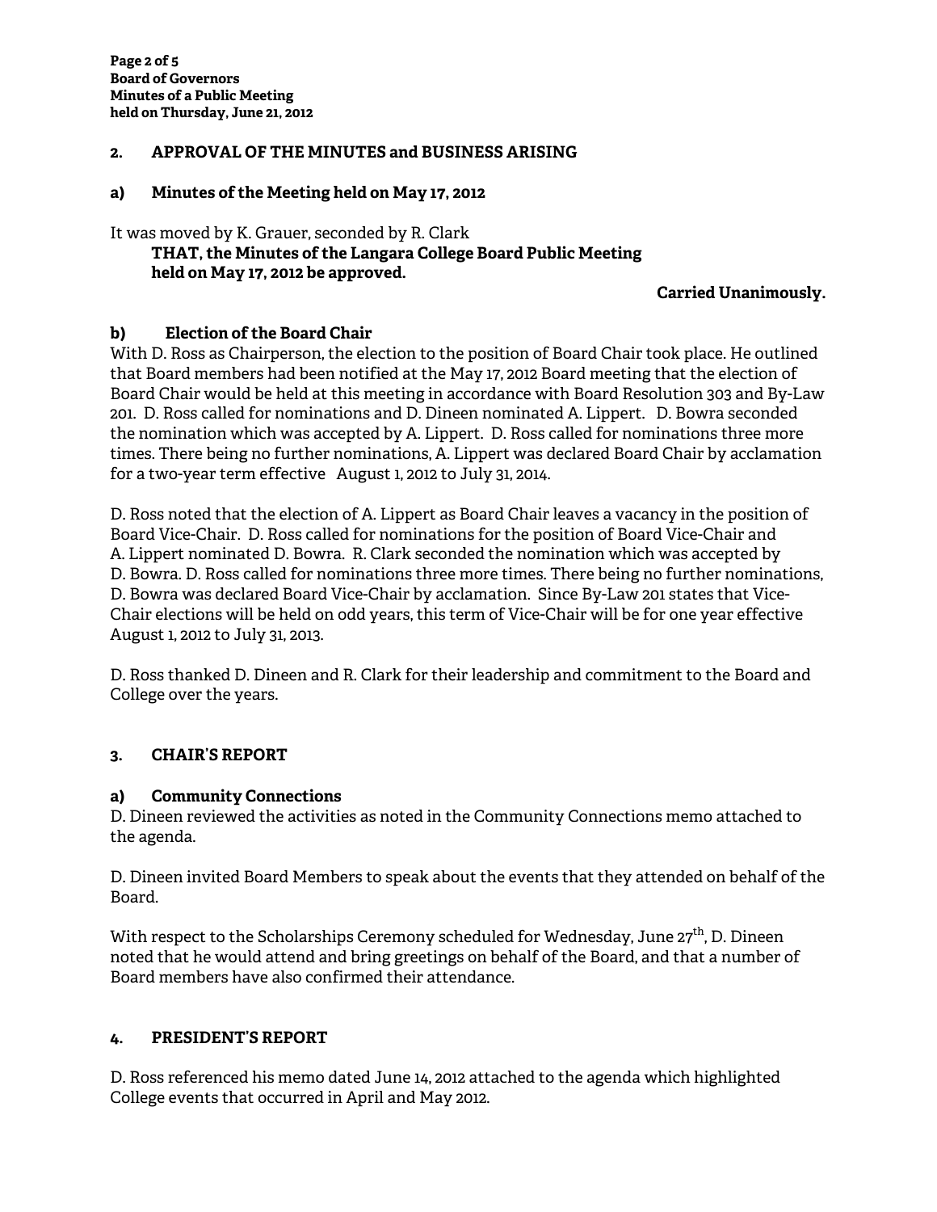## 2. APPROVAL OF THE MINUTES and BUSINESS ARISING

### a) Minutes of the Meeting held on May 17, 2012

It was moved by K. Grauer, seconded by R. Clark

> **THAT, the Minutes of the Langara College Board Public Meeting held on May 17, 2012 be approved.**

**Carried Unanimously.**

### b) Election of the Board Chair

With D. Ross as Chairperson, the election to the position of Board Chair took place. He outlined that Board members had been notified at the May 17, 2012 Board meeting that the election of Board Chair would be held at this meeting in accordance with Board Resolution 303 and By-Law 201. D. Ross called for nominations and D. Dineen nominated A. Lippert. D. Bowra seconded the nomination which was accepted by A. Lippert. D. Ross called for nominations three more times. There being no further nominations, A. Lippert was declared Board Chair by acclamation for a two-year term effective August 1, 2012 to July 31, 2014.

D. Ross noted that the election of A. Lippert as Board Chair leaves a vacancy in the position of Board Vice-Chair. D. Ross called for nominations for the position of Board Vice-Chair and A. Lippert nominated D. Bowra. R. Clark seconded the nomination which was accepted by D. Bowra. D. Ross called for nominations three more times. There being no further nominations, D. Bowra was declared Board Vice-Chair by acclamation. Since By-Law 201 states that Vice-Chair elections will be held on odd years, this term of Vice-Chair will be for one year effective August 1, 2012 to July 31, 2013.

D. Ross thanked D. Dineen and R. Clark for their leadership and commitment to the Board and College over the years.

## 3. CHAIR'S REPORT

### a) Community Connections

D. Dineen reviewed the activities as noted in the Community Connections memo attached to the agenda.

D. Dineen invited Board Members to speak about the events that they attended on behalf of the Board.

With respect to the Scholarships Ceremony scheduled for Wednesday, June 27th, D. Dineen noted that he would attend and bring greetings on behalf of the Board, and that a number of Board members have also confirmed their attendance.

## 4. PRESIDENT'S REPORT

D. Ross referenced his memo dated June 14, 2012 attached to the agenda which highlighted College events that occurred in April and May 2012.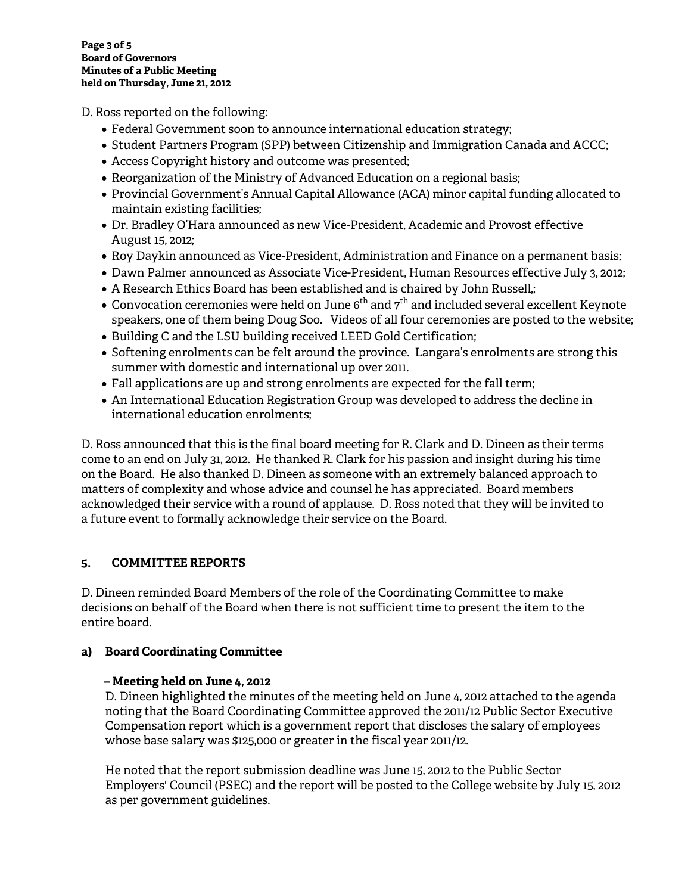D. Ross reported on the following:

- Federal Government soon to announce international education strategy;
- Student Partners Program (SPP) between Citizenship and Immigration Canada and ACCC;
- Access Copyright history and outcome was presented;
- Reorganization of the Ministry of Advanced Education on a regional basis;
- Provincial Government's Annual Capital Allowance (ACA) minor capital funding allocated to maintain existing facilities;
- Dr. Bradley O'Hara announced as new Vice-President, Academic and Provost effective August 15, 2012;
- Roy Daykin announced as Vice-President, Administration and Finance on a permanent basis;
- Dawn Palmer announced as Associate Vice-President, Human Resources effective July 3, 2012;
- A Research Ethics Board has been established and is chaired by John Russell,;
- Convocation ceremonies were held on June 6th and 7th and included several excellent Keynote speakers, one of them being Doug Soo. Videos of all four ceremonies are posted to the website;
- Building C and the LSU building received LEED Gold Certification;
- Softening enrolments can be felt around the province. Langara's enrolments are strong this summer with domestic and international up over 2011.
- Fall applications are up and strong enrolments are expected for the fall term;
- An International Education Registration Group was developed to address the decline in international education enrolments;

D. Ross announced that this is the final board meeting for R. Clark and D. Dineen as their terms come to an end on July 31, 2012. He thanked R. Clark for his passion and insight during his time on the Board. He also thanked D. Dineen as someone with an extremely balanced approach to matters of complexity and whose advice and counsel he has appreciated. Board members acknowledged their service with a round of applause. D. Ross noted that they will be invited to a future event to formally acknowledge their service on the Board.

## 5. COMMITTEE REPORTS

D. Dineen reminded Board Members of the role of the Coordinating Committee to make decisions on behalf of the Board when there is not sufficient time to present the item to the entire board.

### a) Board Coordinating Committee

**– Meeting held on June 4, 2012**

D. Dineen highlighted the minutes of the meeting held on June 4, 2012 attached to the agenda noting that the Board Coordinating Committee approved the 2011/12 Public Sector Executive Compensation report which is a government report that discloses the salary of employees whose base salary was $125,000 or greater in the fiscal year 2011/12.

He noted that the report submission deadline was June 15, 2012 to the Public Sector Employers' Council (PSEC) and the report will be posted to the College website by July 15, 2012 as per government guidelines.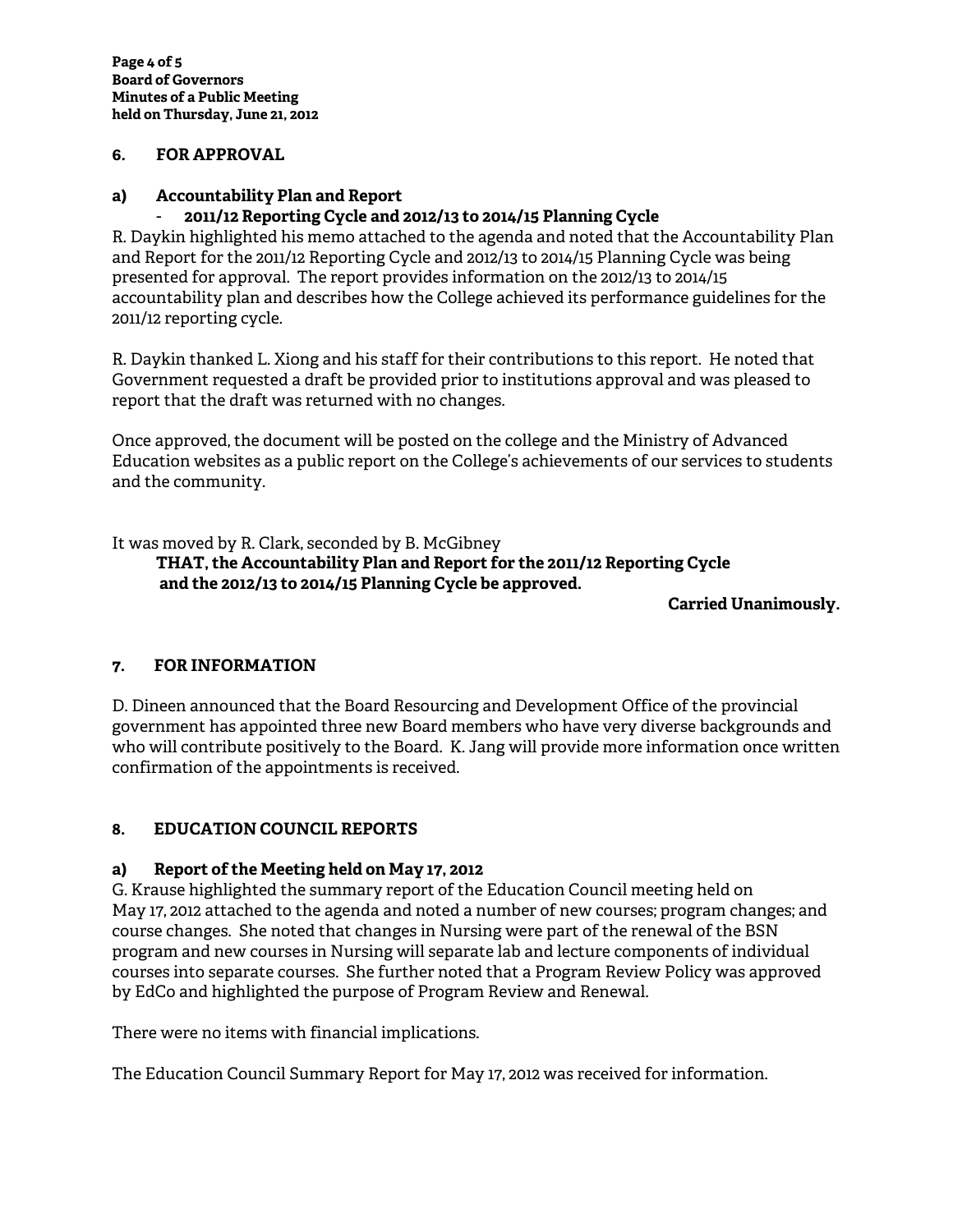## 6. FOR APPROVAL

### a) Accountability Plan and Report

- **2011/12 Reporting Cycle and 2012/13 to 2014/15 Planning Cycle**

R. Daykin highlighted his memo attached to the agenda and noted that the Accountability Plan and Report for the 2011/12 Reporting Cycle and 2012/13 to 2014/15 Planning Cycle was being presented for approval. The report provides information on the 2012/13 to 2014/15 accountability plan and describes how the College achieved its performance guidelines for the 2011/12 reporting cycle.

R. Daykin thanked L. Xiong and his staff for their contributions to this report. He noted that Government requested a draft be provided prior to institutions approval and was pleased to report that the draft was returned with no changes.

Once approved, the document will be posted on the college and the Ministry of Advanced Education websites as a public report on the College's achievements of our services to students and the community.

It was moved by R. Clark, seconded by B. McGibney

**THAT, the Accountability Plan and Report for the 2011/12 Reporting Cycle and the 2012/13 to 2014/15 Planning Cycle be approved.**

**Carried Unanimously.**

## 7. FOR INFORMATION

D. Dineen announced that the Board Resourcing and Development Office of the provincial government has appointed three new Board members who have very diverse backgrounds and who will contribute positively to the Board. K. Jang will provide more information once written confirmation of the appointments is received.

## 8. EDUCATION COUNCIL REPORTS

### a) Report of the Meeting held on May 17, 2012

G. Krause highlighted the summary report of the Education Council meeting held on May 17, 2012 attached to the agenda and noted a number of new courses; program changes; and course changes. She noted that changes in Nursing were part of the renewal of the BSN program and new courses in Nursing will separate lab and lecture components of individual courses into separate courses. She further noted that a Program Review Policy was approved by EdCo and highlighted the purpose of Program Review and Renewal.

There were no items with financial implications.

The Education Council Summary Report for May 17, 2012 was received for information.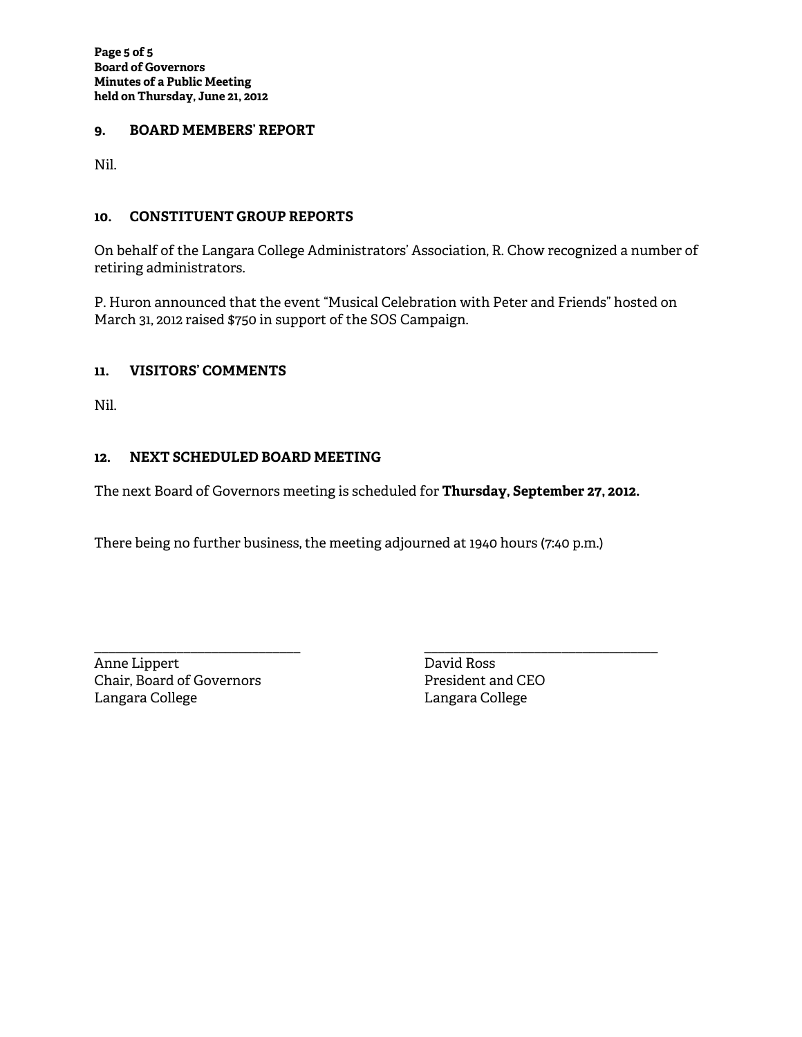## 9. BOARD MEMBERS' REPORT

Nil.

## 10. CONSTITUENT GROUP REPORTS

On behalf of the Langara College Administrators' Association, R. Chow recognized a number of retiring administrators.

P. Huron announced that the event "Musical Celebration with Peter and Friends" hosted on March 31, 2012 raised $750 in support of the SOS Campaign.

## 11. VISITORS' COMMENTS

Nil.

## 12. NEXT SCHEDULED BOARD MEETING

The next Board of Governors meeting is scheduled for **Thursday, September 27, 2012.**

There being no further business, the meeting adjourned at 1940 hours (7:40 p.m.)

\_\_\_\_\_\_\_\_\_\_\_\_\_\_\_\_\_\_\_\_\_\_\_\_\_\_\_\_\_\_
Anne Lippert
Chair, Board of Governors
Langara College

\_\_\_\_\_\_\_\_\_\_\_\_\_\_\_\_\_\_\_\_\_\_\_\_\_\_\_\_\_\_
David Ross
President and CEO
Langara College